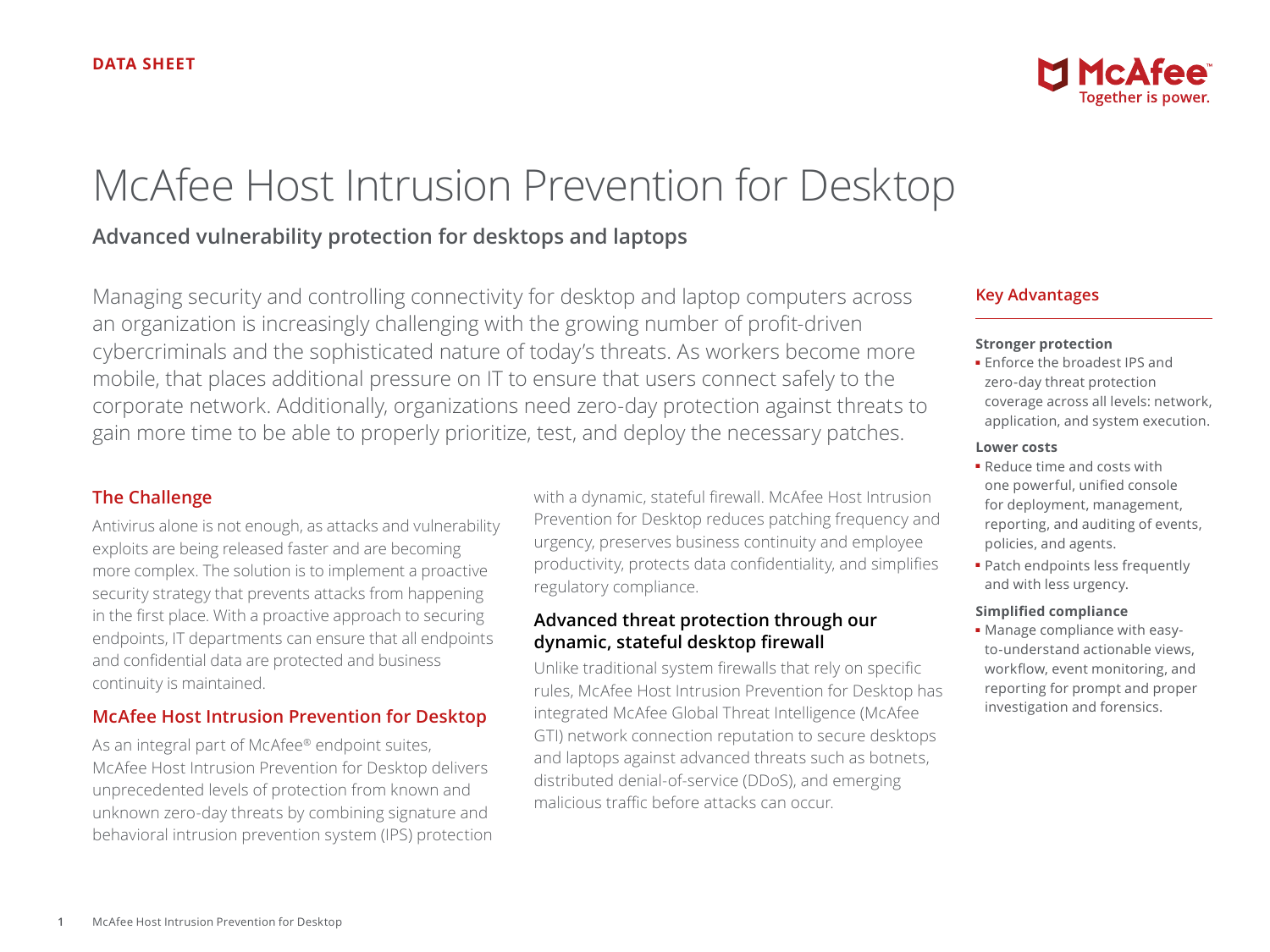DATA SHEET

# McAfee Host Intrusion Prevention for Desktop

## Advanced vulnerability protection for desktops and laptops

Managing security and controlling connectivity for desktop and laptop computers across an organization is increasingly challenging with the growing number of profit-driven cybercriminals and the sophisticated nature of today's threats. As workers become more mobile, that places additional pressure on IT to ensure that users connect safely to the corporate network. Additionally, organizations need zero-day protection against threats to gain more time to be able to properly prioritize, test, and deploy the necessary patches.

### The Challenge

Antivirus alone is not enough, as attacks and vulnerability exploits are being released faster and are becoming more complex. The solution is to implement a proactive security strategy that prevents attacks from happening in the first place. With a proactive approach to securing endpoints, IT departments can ensure that all endpoints and confidential data are protected and business continuity is maintained.

### McAfee Host Intrusion Prevention for Desktop

As an integral part of McAfee® endpoint suites, McAfee Host Intrusion Prevention for Desktop delivers unprecedented levels of protection from known and unknown zero-day threats by combining signature and behavioral intrusion prevention system (IPS) protection with a dynamic, stateful firewall. McAfee Host Intrusion Prevention for Desktop reduces patching frequency and urgency, preserves business continuity and employee productivity, protects data confidentiality, and simplifies regulatory compliance.

### Advanced threat protection through our dynamic, stateful desktop firewall

Unlike traditional system firewalls that rely on specific rules, McAfee Host Intrusion Prevention for Desktop has integrated McAfee Global Threat Intelligence (McAfee GTI) network connection reputation to secure desktops and laptops against advanced threats such as botnets, distributed denial-of-service (DDoS), and emerging malicious traffic before attacks can occur.

### Key Advantages

**Stronger protection**

- Enforce the broadest IPS and zero-day threat protection coverage across all levels: network, application, and system execution.

**Lower costs**

- Reduce time and costs with one powerful, unified console for deployment, management, reporting, and auditing of events, policies, and agents.
- Patch endpoints less frequently and with less urgency.

**Simplified compliance**

- Manage compliance with easy-to-understand actionable views, workflow, event monitoring, and reporting for prompt and proper investigation and forensics.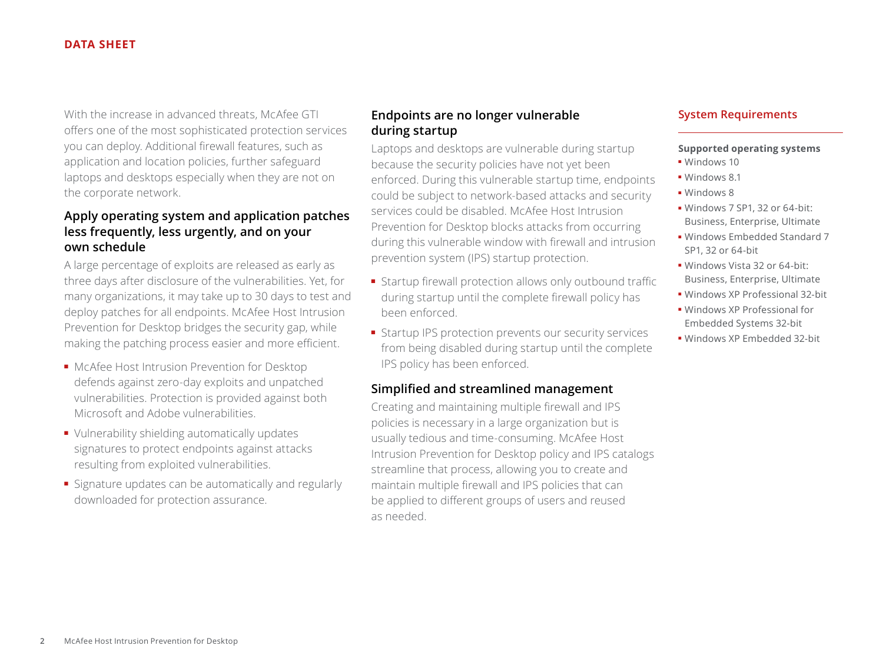With the increase in advanced threats, McAfee GTI offers one of the most sophisticated protection services you can deploy. Additional firewall features, such as application and location policies, further safeguard laptops and desktops especially when they are not on the corporate network.

### Apply operating system and application patches less frequently, less urgently, and on your own schedule

A large percentage of exploits are released as early as three days after disclosure of the vulnerabilities. Yet, for many organizations, it may take up to 30 days to test and deploy patches for all endpoints. McAfee Host Intrusion Prevention for Desktop bridges the security gap, while making the patching process easier and more efficient.

- McAfee Host Intrusion Prevention for Desktop defends against zero-day exploits and unpatched vulnerabilities. Protection is provided against both Microsoft and Adobe vulnerabilities.
- Vulnerability shielding automatically updates signatures to protect endpoints against attacks resulting from exploited vulnerabilities.
- Signature updates can be automatically and regularly downloaded for protection assurance.

### Endpoints are no longer vulnerable during startup

Laptops and desktops are vulnerable during startup because the security policies have not yet been enforced. During this vulnerable startup time, endpoints could be subject to network-based attacks and security services could be disabled. McAfee Host Intrusion Prevention for Desktop blocks attacks from occurring during this vulnerable window with firewall and intrusion prevention system (IPS) startup protection.

- Startup firewall protection allows only outbound traffic during startup until the complete firewall policy has been enforced.
- Startup IPS protection prevents our security services from being disabled during startup until the complete IPS policy has been enforced.

### Simplified and streamlined management

Creating and maintaining multiple firewall and IPS policies is necessary in a large organization but is usually tedious and time-consuming. McAfee Host Intrusion Prevention for Desktop policy and IPS catalogs streamline that process, allowing you to create and maintain multiple firewall and IPS policies that can be applied to different groups of users and reused as needed.

### System Requirements

**Supported operating systems**

- Windows 10
- Windows 8.1
- Windows 8
- Windows 7 SP1, 32 or 64-bit: Business, Enterprise, Ultimate
- Windows Embedded Standard 7 SP1, 32 or 64-bit
- Windows Vista 32 or 64-bit: Business, Enterprise, Ultimate
- Windows XP Professional 32-bit
- Windows XP Professional for Embedded Systems 32-bit
- Windows XP Embedded 32-bit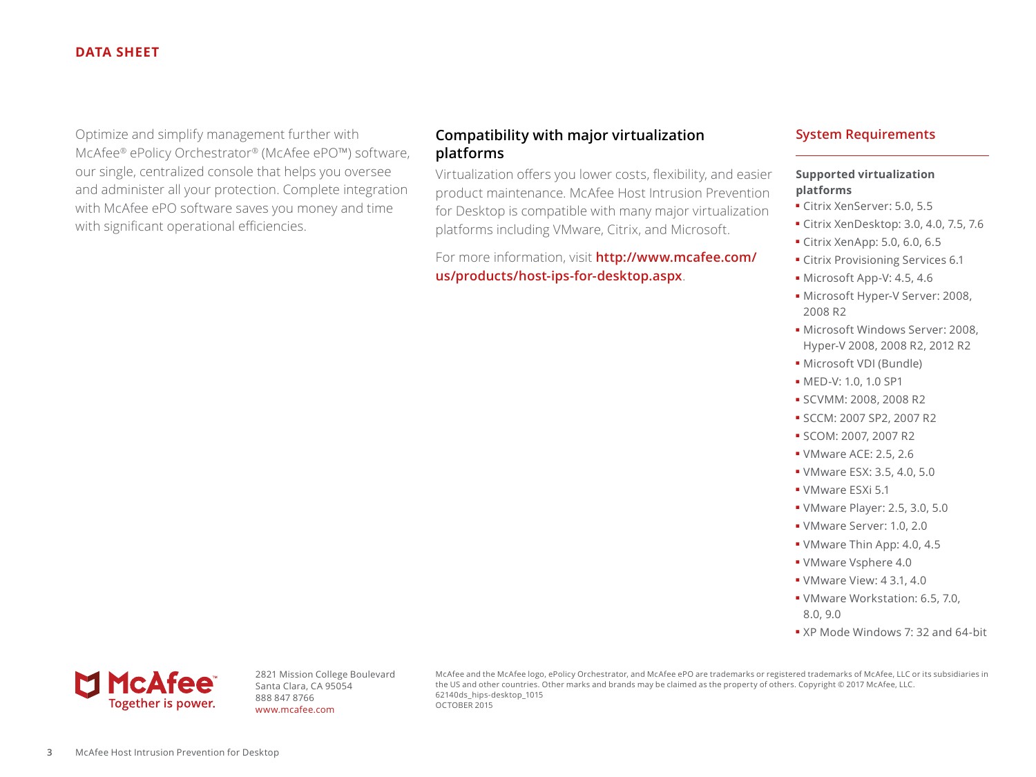Optimize and simplify management further with McAfee® ePolicy Orchestrator® (McAfee ePO™) software, our single, centralized console that helps you oversee and administer all your protection. Complete integration with McAfee ePO software saves you money and time with significant operational efficiencies.

## Compatibility with major virtualization platforms

Virtualization offers you lower costs, flexibility, and easier product maintenance. McAfee Host Intrusion Prevention for Desktop is compatible with many major virtualization platforms including VMware, Citrix, and Microsoft.

For more information, visit **http://www.mcafee.com/us/products/host-ips-for-desktop.aspx**.

## System Requirements

**Supported virtualization platforms**

- Citrix XenServer: 5.0, 5.5
- Citrix XenDesktop: 3.0, 4.0, 7.5, 7.6
- Citrix XenApp: 5.0, 6.0, 6.5
- Citrix Provisioning Services 6.1
- Microsoft App-V: 4.5, 4.6
- Microsoft Hyper-V Server: 2008, 2008 R2
- Microsoft Windows Server: 2008, Hyper-V 2008, 2008 R2, 2012 R2
- Microsoft VDI (Bundle)
- MED-V: 1.0, 1.0 SP1
- SCVMM: 2008, 2008 R2
- SCCM: 2007 SP2, 2007 R2
- SCOM: 2007, 2007 R2
- VMware ACE: 2.5, 2.6
- VMware ESX: 3.5, 4.0, 5.0
- VMware ESXi 5.1
- VMware Player: 2.5, 3.0, 5.0
- VMware Server: 1.0, 2.0
- VMware Thin App: 4.0, 4.5
- VMware Vsphere 4.0
- VMware View: 4 3.1, 4.0
- VMware Workstation: 6.5, 7.0, 8.0, 9.0
- XP Mode Windows 7: 32 and 64-bit

McAfee
Together is power.

2821 Mission College Boulevard
Santa Clara, CA 95054
888 847 8766
www.mcafee.com

McAfee and the McAfee logo, ePolicy Orchestrator, and McAfee ePO are trademarks or registered trademarks of McAfee, LLC or its subsidiaries in the US and other countries. Other marks and brands may be claimed as the property of others. Copyright © 2017 McAfee, LLC.
62140ds_hips-desktop_1015
OCTOBER 2015